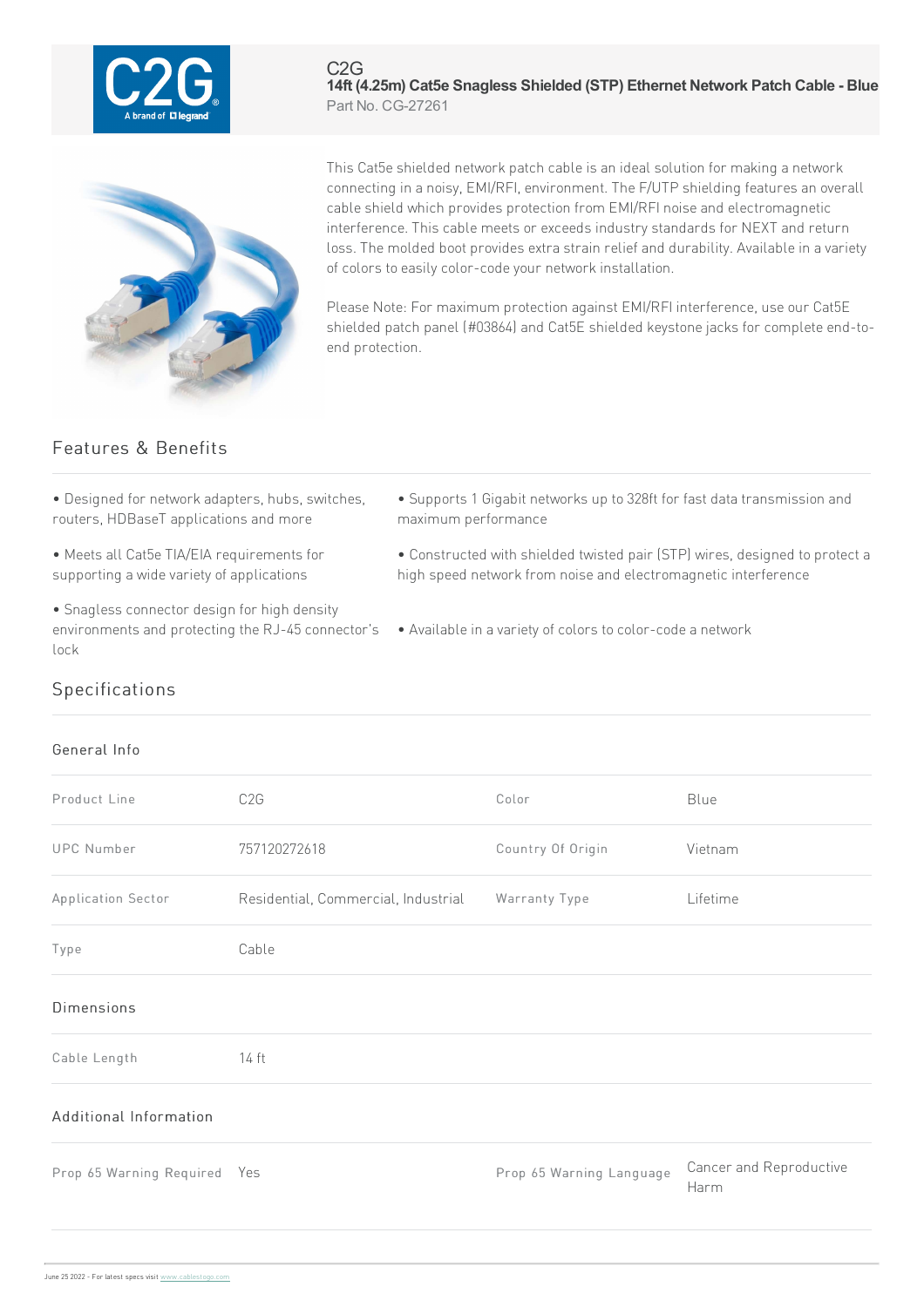C2G

# 14ft (4.25m) Cat5e Snagless Shielded (STP) Ethernet Network Patch Cable - Blue

Part No. CG-27261

This Cat5e shielded network patch cable is an ideal solution for making a network connecting in a noisy, EMI/RFI, environment. The F/UTP shielding features an overall cable shield which provides protection from EMI/RFI noise and electromagnetic interference. This cable meets or exceeds industry standards for NEXT and return loss. The molded boot provides extra strain relief and durability. Available in a variety of colors to easily color-code your network installation.

Please Note: For maximum protection against EMI/RFI interference, use our Cat5E shielded patch panel (#03864) and Cat5E shielded keystone jacks for complete end-to-end protection.

## Features & Benefits

- Designed for network adapters, hubs, switches, routers, HDBaseT applications and more
- Meets all Cat5e TIA/EIA requirements for supporting a wide variety of applications
- Snagless connector design for high density environments and protecting the RJ-45 connector's lock
- Supports 1 Gigabit networks up to 328ft for fast data transmission and maximum performance
- Constructed with shielded twisted pair (STP) wires, designed to protect a high speed network from noise and electromagnetic interference
- Available in a variety of colors to color-code a network

## Specifications

### General Info

| Product Line | C2G | Color | Blue |
|---|---|---|---|
| UPC Number | 757120272618 | Country Of Origin | Vietnam |
| Application Sector | Residential, Commercial, Industrial | Warranty Type | Lifetime |
| Type | Cable | | |

### Dimensions

| Cable Length | 14 ft |
|---|---|

### Additional Information

| Prop 65 Warning Required | Yes | Prop 65 Warning Language | Cancer and Reproductive Harm |
|---|---|---|---|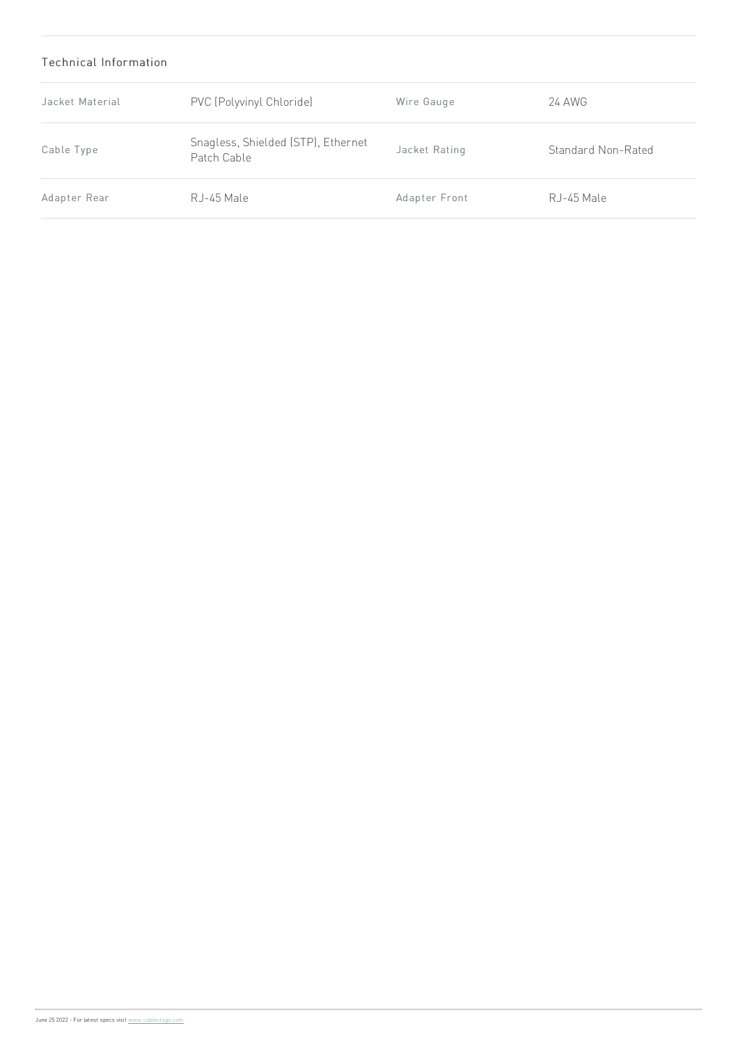## Technical Information

| | | | |
|---|---|---|---|
| Jacket Material | PVC (Polyvinyl Chloride) | Wire Gauge | 24 AWG |
| Cable Type | Snagless, Shielded (STP), Ethernet Patch Cable | Jacket Rating | Standard Non-Rated |
| Adapter Rear | RJ-45 Male | Adapter Front | RJ-45 Male |

June 25 2022 - For latest specs visit www.cablestogo.com